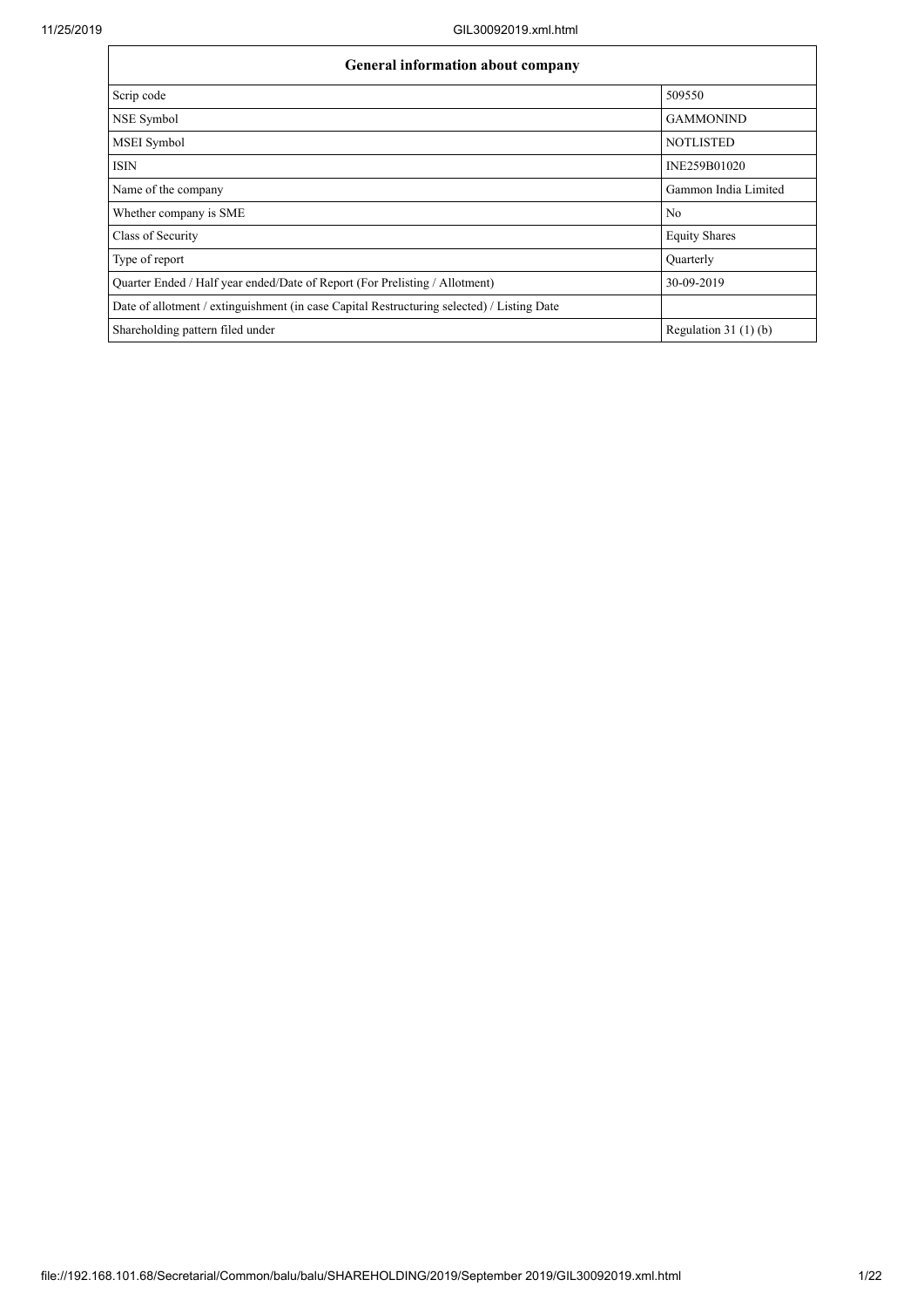| General information about company | |
|---|---|
| Scrip code | 509550 |
| NSE Symbol | GAMMONIND |
| MSEI Symbol | NOTLISTED |
| ISIN | INE259B01020 |
| Name of the company | Gammon India Limited |
| Whether company is SME | No |
| Class of Security | Equity Shares |
| Type of report | Quarterly |
| Quarter Ended / Half year ended/Date of Report (For Prelisting / Allotment) | 30-09-2019 |
| Date of allotment / extinguishment (in case Capital Restructuring selected) / Listing Date | |
| Shareholding pattern filed under | Regulation 31 (1) (b) |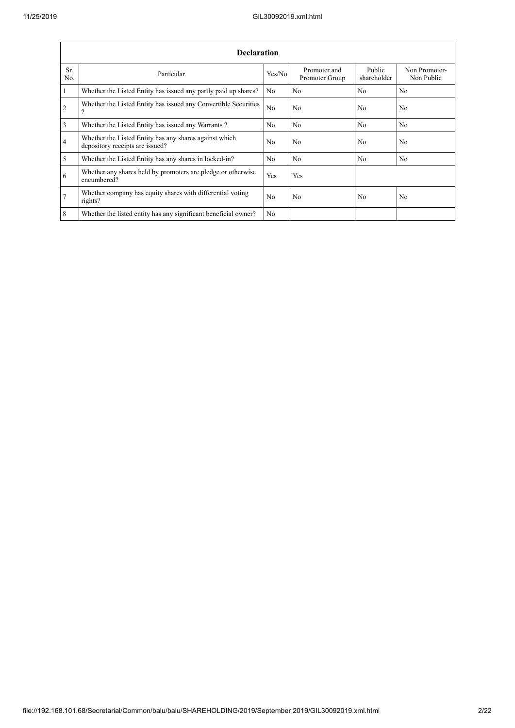| Declaration | | | | | |
|---|---|---|---|---|---|
| Sr. No. | Particular | Yes/No | Promoter and Promoter Group | Public shareholder | Non Promoter- Non Public |
| 1 | Whether the Listed Entity has issued any partly paid up shares? | No | No | No | No |
| 2 | Whether the Listed Entity has issued any Convertible Securities ? | No | No | No | No |
| 3 | Whether the Listed Entity has issued any Warrants ? | No | No | No | No |
| 4 | Whether the Listed Entity has any shares against which depository receipts are issued? | No | No | No | No |
| 5 | Whether the Listed Entity has any shares in locked-in? | No | No | No | No |
| 6 | Whether any shares held by promoters are pledge or otherwise encumbered? | Yes | Yes | | |
| 7 | Whether company has equity shares with differential voting rights? | No | No | No | No |
| 8 | Whether the listed entity has any significant beneficial owner? | No | | | |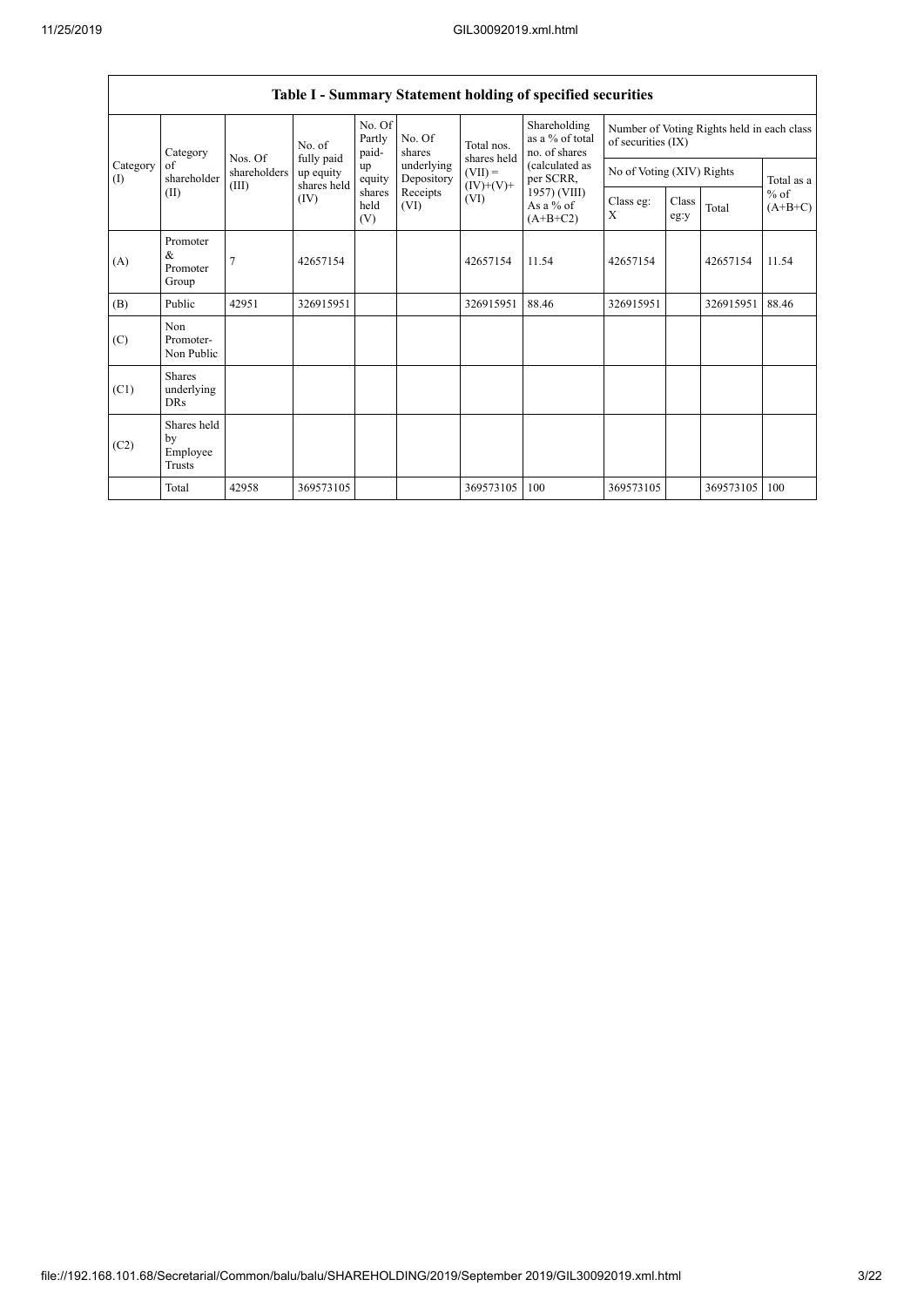## Table I - Summary Statement holding of specified securities

| Category (I) | Category of shareholder (II) | Nos. Of shareholders (III) | No. of fully paid up equity shares held (IV) | No. Of Partly paid-up equity shares held (V) | No. Of shares underlying Depository Receipts (VI) | Total nos. shares held (VII) = (IV)+(V)+ (VI) | Shareholding as a % of total no. of shares (calculated as per SCRR, 1957) (VIII) As a % of (A+B+C2) | Number of Voting Rights held in each class of securities (IX) | | | |
|---|---|---|---|---|---|---|---|---|---|---|---|
| | | | | | | | | No of Voting (XIV) Rights | | | Total as a % of (A+B+C) |
| | | | | | | | | Class eg: X | Class eg:y | Total | |
| (A) | Promoter & Promoter Group | 7 | 42657154 | | | 42657154 | 11.54 | 42657154 | | 42657154 | 11.54 |
| (B) | Public | 42951 | 326915951 | | | 326915951 | 88.46 | 326915951 | | 326915951 | 88.46 |
| (C) | Non Promoter- Non Public | | | | | | | | | | |
| (C1) | Shares underlying DRs | | | | | | | | | | |
| (C2) | Shares held by Employee Trusts | | | | | | | | | | |
| | Total | 42958 | 369573105 | | | 369573105 | 100 | 369573105 | | 369573105 | 100 |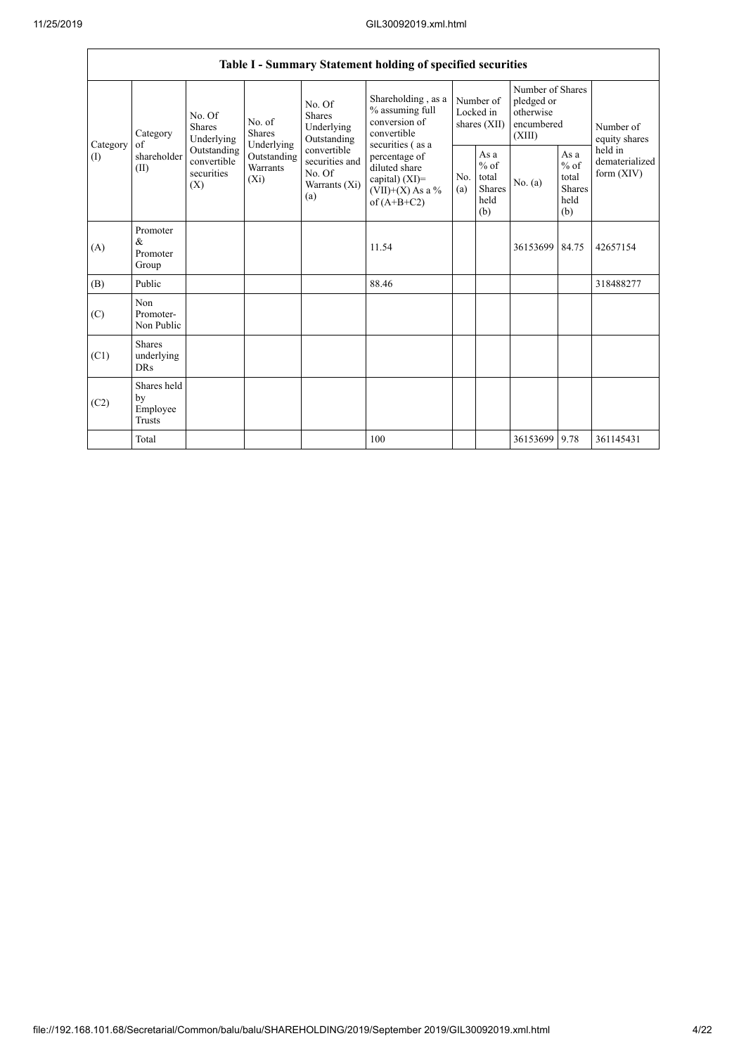| Table I - Summary Statement holding of specified securities | | | | | | | | | | | |
|---|---|---|---|---|---|---|---|---|---|---|---|
| Category (I) | Category of shareholder (II) | No. Of Shares Underlying Outstanding convertible securities (X) | No. of Shares Underlying Outstanding Warrants (Xi) | No. Of Shares Underlying Outstanding convertible securities and No. Of Warrants (Xi) (a) | Shareholding , as a % assuming full conversion of convertible securities ( as a percentage of diluted share capital) (XI)= (VII)+(X) As a % of (A+B+C2) | Number of Locked in shares (XII) | | Number of Shares pledged or otherwise encumbered (XIII) | | Number of equity shares held in dematerialized form (XIV) |
| | | | | | | No. (a) | As a % of total Shares held (b) | No. (a) | As a % of total Shares held (b) | |
| (A) | Promoter & Promoter Group | | | | 11.54 | | | 36153699 | 84.75 | 42657154 |
| (B) | Public | | | | 88.46 | | | | | 318488277 |
| (C) | Non Promoter- Non Public | | | | | | | | | |
| (C1) | Shares underlying DRs | | | | | | | | | |
| (C2) | Shares held by Employee Trusts | | | | | | | | | |
| | Total | | | | 100 | | | 36153699 | 9.78 | 361145431 |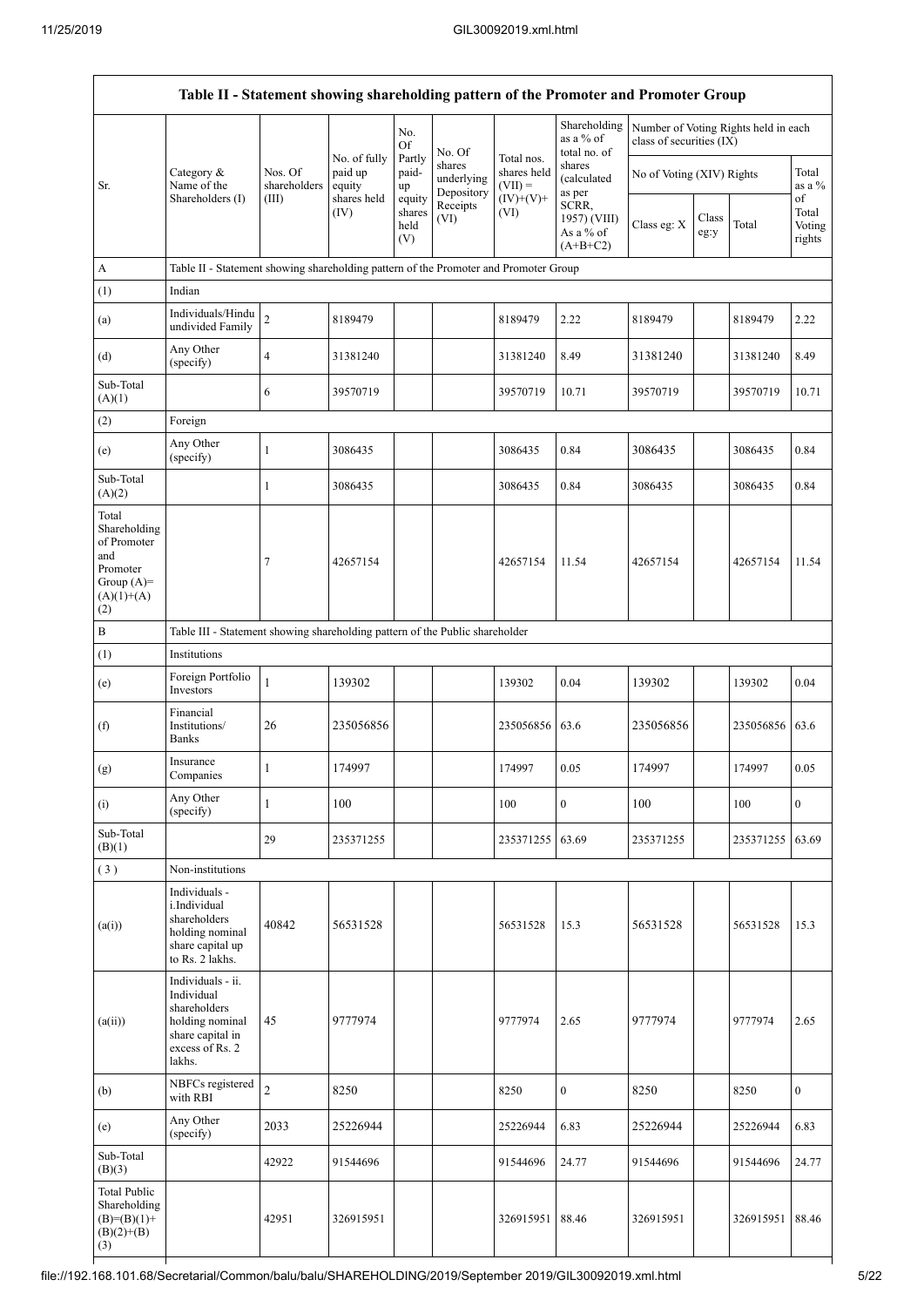| Table II - Statement showing shareholding pattern of the Promoter and Promoter Group | | | | | | | | | | | |
|---|---|---|---|---|---|---|---|---|---|---|---|
| Sr. | Category & Name of the Shareholders (I) | Nos. Of shareholders (III) | No. of fully paid up equity shares held (IV) | No. Of Partly paid-up equity shares held (V) | No. Of shares underlying Depository Receipts (VI) | Total nos. shares held (VII) = (IV)+(V)+ (VI) | Shareholding as a % of total no. of shares (calculated as per SCRR, 1957) (VIII) As a % of (A+B+C2) | Number of Voting Rights held in each class of securities (IX) | | | |
| | | | | | | | | No of Voting (XIV) Rights | | | Total as a % of Total Voting rights |
| | | | | | | | | Class eg: X | Class eg:y | Total | |
| A | Table II - Statement showing shareholding pattern of the Promoter and Promoter Group | | | | | | | | | | |
| (1) | Indian | | | | | | | | | | |
| (a) | Individuals/Hindu undivided Family | 2 | 8189479 | | | 8189479 | 2.22 | 8189479 | | 8189479 | 2.22 |
| (d) | Any Other (specify) | 4 | 31381240 | | | 31381240 | 8.49 | 31381240 | | 31381240 | 8.49 |
| Sub-Total (A)(1) | | 6 | 39570719 | | | 39570719 | 10.71 | 39570719 | | 39570719 | 10.71 |
| (2) | Foreign | | | | | | | | | | |
| (e) | Any Other (specify) | 1 | 3086435 | | | 3086435 | 0.84 | 3086435 | | 3086435 | 0.84 |
| Sub-Total (A)(2) | | 1 | 3086435 | | | 3086435 | 0.84 | 3086435 | | 3086435 | 0.84 |
| Total Shareholding of Promoter and Promoter Group (A)=(A)(1)+(A)(2) | | 7 | 42657154 | | | 42657154 | 11.54 | 42657154 | | 42657154 | 11.54 |
| B | Table III - Statement showing shareholding pattern of the Public shareholder | | | | | | | | | | |
| (1) | Institutions | | | | | | | | | | |
| (e) | Foreign Portfolio Investors | 1 | 139302 | | | 139302 | 0.04 | 139302 | | 139302 | 0.04 |
| (f) | Financial Institutions/ Banks | 26 | 235056856 | | | 235056856 | 63.6 | 235056856 | | 235056856 | 63.6 |
| (g) | Insurance Companies | 1 | 174997 | | | 174997 | 0.05 | 174997 | | 174997 | 0.05 |
| (i) | Any Other (specify) | 1 | 100 | | | 100 | 0 | 100 | | 100 | 0 |
| Sub-Total (B)(1) | | 29 | 235371255 | | | 235371255 | 63.69 | 235371255 | | 235371255 | 63.69 |
| (3) | Non-institutions | | | | | | | | | | |
| (a(i)) | Individuals - i.Individual shareholders holding nominal share capital up to Rs. 2 lakhs. | 40842 | 56531528 | | | 56531528 | 15.3 | 56531528 | | 56531528 | 15.3 |
| (a(ii)) | Individuals - ii. Individual shareholders holding nominal share capital in excess of Rs. 2 lakhs. | 45 | 9777974 | | | 9777974 | 2.65 | 9777974 | | 9777974 | 2.65 |
| (b) | NBFCs registered with RBI | 2 | 8250 | | | 8250 | 0 | 8250 | | 8250 | 0 |
| (e) | Any Other (specify) | 2033 | 25226944 | | | 25226944 | 6.83 | 25226944 | | 25226944 | 6.83 |
| Sub-Total (B)(3) | | 42922 | 91544696 | | | 91544696 | 24.77 | 91544696 | | 91544696 | 24.77 |
| Total Public Shareholding (B)=(B)(1)+(B)(2)+(B)(3) | | 42951 | 326915951 | | | 326915951 | 88.46 | 326915951 | | 326915951 | 88.46 |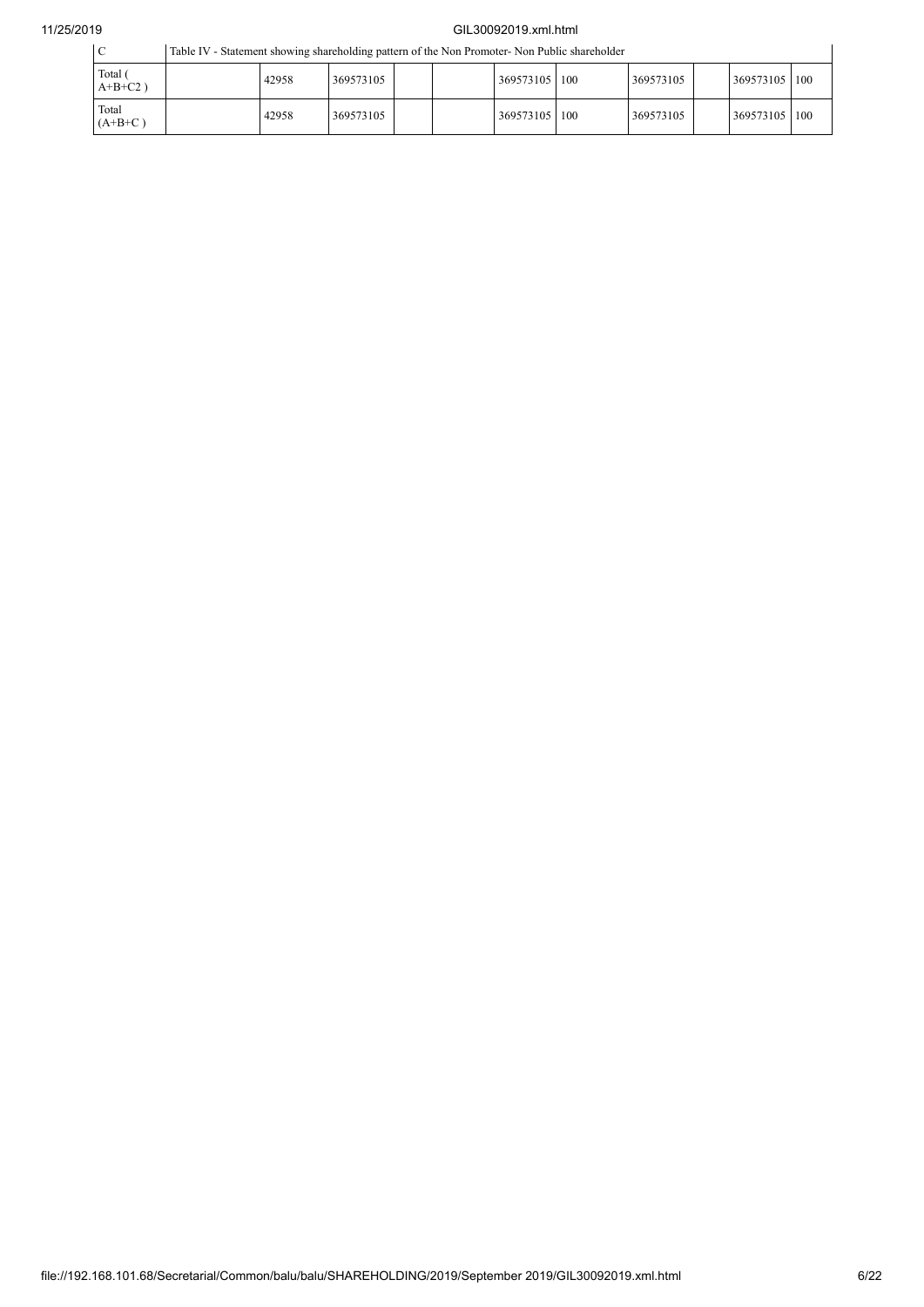| C | Table IV - Statement showing shareholding pattern of the Non Promoter- Non Public shareholder | | | | | | | | | | |
|---|---|---|---|---|---|---|---|---|---|---|---|
| Total ( A+B+C2 ) | | 42958 | 369573105 | | | 369573105 | 100 | 369573105 | | 369573105 | 100 |
| Total (A+B+C ) | | 42958 | 369573105 | | | 369573105 | 100 | 369573105 | | 369573105 | 100 |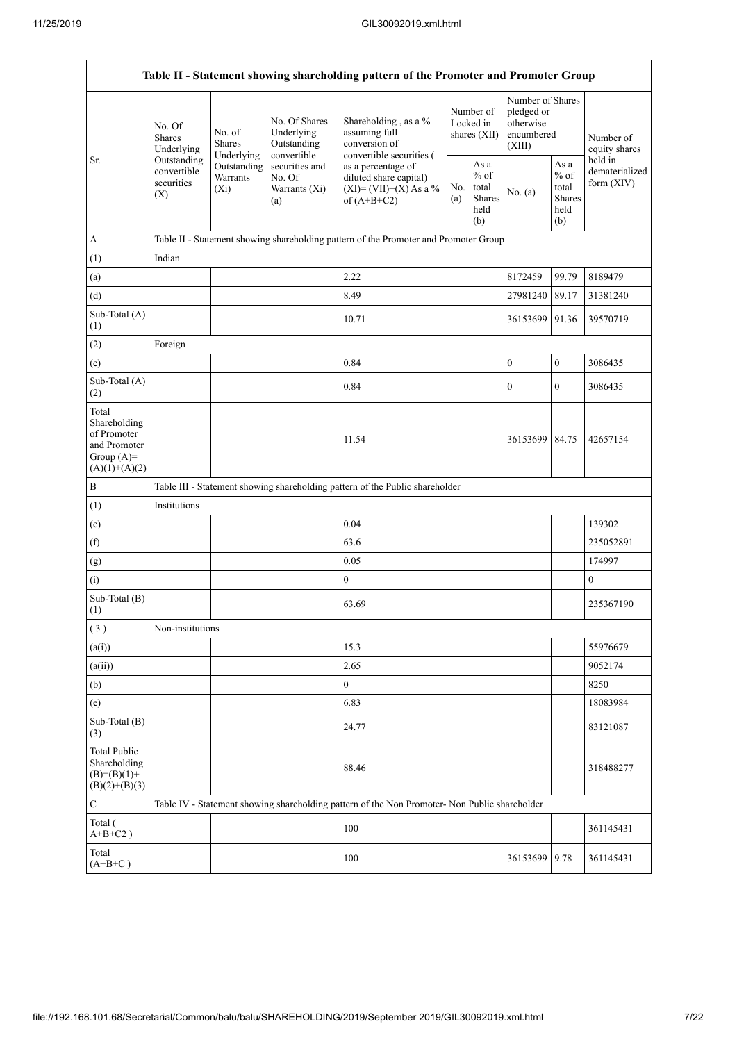| Table II - Statement showing shareholding pattern of the Promoter and Promoter Group | | | | | | | | | |
|---|---|---|---|---|---|---|---|---|---|
| Sr. | No. Of Shares Underlying Outstanding convertible securities (X) | No. of Shares Underlying Outstanding Warrants (Xi) | No. Of Shares Underlying Outstanding convertible securities and No. Of Warrants (Xi) (a) | Shareholding , as a % assuming full conversion of convertible securities ( as a percentage of diluted share capital) (XI)= (VII)+(X) As a % of (A+B+C2) | Number of Locked in shares (XII) | | Number of Shares pledged or otherwise encumbered (XIII) | | Number of equity shares held in dematerialized form (XIV) |
| | | | | | No. (a) | As a % of total Shares held (b) | No. (a) | As a % of total Shares held (b) | |
| A | Table II - Statement showing shareholding pattern of the Promoter and Promoter Group | | | | | | | | |
| (1) | Indian | | | | | | | | |
| (a) | | | | 2.22 | | | 8172459 | 99.79 | 8189479 |
| (d) | | | | 8.49 | | | 27981240 | 89.17 | 31381240 |
| Sub-Total (A) (1) | | | | 10.71 | | | 36153699 | 91.36 | 39570719 |
| (2) | Foreign | | | | | | | | |
| (e) | | | | 0.84 | | | 0 | 0 | 3086435 |
| Sub-Total (A) (2) | | | | 0.84 | | | 0 | 0 | 3086435 |
| Total Shareholding of Promoter and Promoter Group (A)= (A)(1)+(A)(2) | | | | 11.54 | | | 36153699 | 84.75 | 42657154 |
| B | Table III - Statement showing shareholding pattern of the Public shareholder | | | | | | | | |
| (1) | Institutions | | | | | | | | |
| (e) | | | | 0.04 | | | | | 139302 |
| (f) | | | | 63.6 | | | | | 235052891 |
| (g) | | | | 0.05 | | | | | 174997 |
| (i) | | | | 0 | | | | | 0 |
| Sub-Total (B) (1) | | | | 63.69 | | | | | 235367190 |
| (3) | Non-institutions | | | | | | | | |
| (a(i)) | | | | 15.3 | | | | | 55976679 |
| (a(ii)) | | | | 2.65 | | | | | 9052174 |
| (b) | | | | 0 | | | | | 8250 |
| (e) | | | | 6.83 | | | | | 18083984 |
| Sub-Total (B) (3) | | | | 24.77 | | | | | 83121087 |
| Total Public Shareholding (B)=(B)(1)+ (B)(2)+(B)(3) | | | | 88.46 | | | | | 318488277 |
| C | Table IV - Statement showing shareholding pattern of the Non Promoter- Non Public shareholder | | | | | | | | |
| Total ( A+B+C2 ) | | | | 100 | | | | | 361145431 |
| Total (A+B+C ) | | | | 100 | | | 36153699 | 9.78 | 361145431 |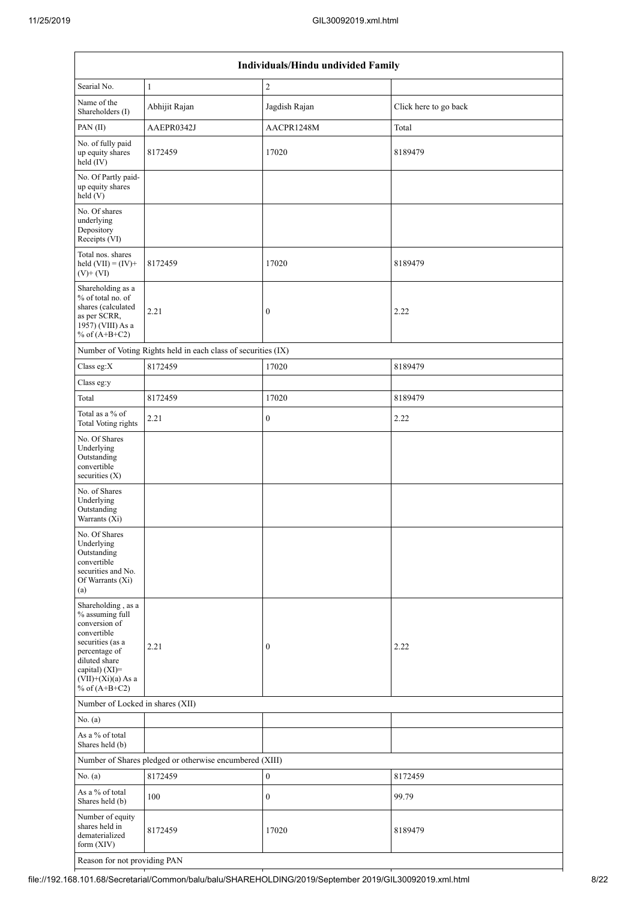| Individuals/Hindu undivided Family | | | |
|---|---|---|---|
| Searial No. | 1 | 2 | |
| Name of the Shareholders (I) | Abhijit Rajan | Jagdish Rajan | Click here to go back |
| PAN (II) | AAEPR0342J | AACPR1248M | Total |
| No. of fully paid up equity shares held (IV) | 8172459 | 17020 | 8189479 |
| No. Of Partly paid-up equity shares held (V) | | | |
| No. Of shares underlying Depository Receipts (VI) | | | |
| Total nos. shares held (VII) = (IV)+(V)+ (VI) | 8172459 | 17020 | 8189479 |
| Shareholding as a % of total no. of shares (calculated as per SCRR, 1957) (VIII) As a % of (A+B+C2) | 2.21 | 0 | 2.22 |
| Number of Voting Rights held in each class of securities (IX) | | | |
| Class eg:X | 8172459 | 17020 | 8189479 |
| Class eg:y | | | |
| Total | 8172459 | 17020 | 8189479 |
| Total as a % of Total Voting rights | 2.21 | 0 | 2.22 |
| No. Of Shares Underlying Outstanding convertible securities (X) | | | |
| No. of Shares Underlying Outstanding Warrants (Xi) | | | |
| No. Of Shares Underlying Outstanding convertible securities and No. Of Warrants (Xi) (a) | | | |
| Shareholding , as a % assuming full conversion of convertible securities (as a percentage of diluted share capital) (XI)= (VII)+(Xi)(a) As a % of (A+B+C2) | 2.21 | 0 | 2.22 |
| Number of Locked in shares (XII) | | | |
| No. (a) | | | |
| As a % of total Shares held (b) | | | |
| Number of Shares pledged or otherwise encumbered (XIII) | | | |
| No. (a) | 8172459 | 0 | 8172459 |
| As a % of total Shares held (b) | 100 | 0 | 99.79 |
| Number of equity shares held in dematerialized form (XIV) | 8172459 | 17020 | 8189479 |
| Reason for not providing PAN | | | |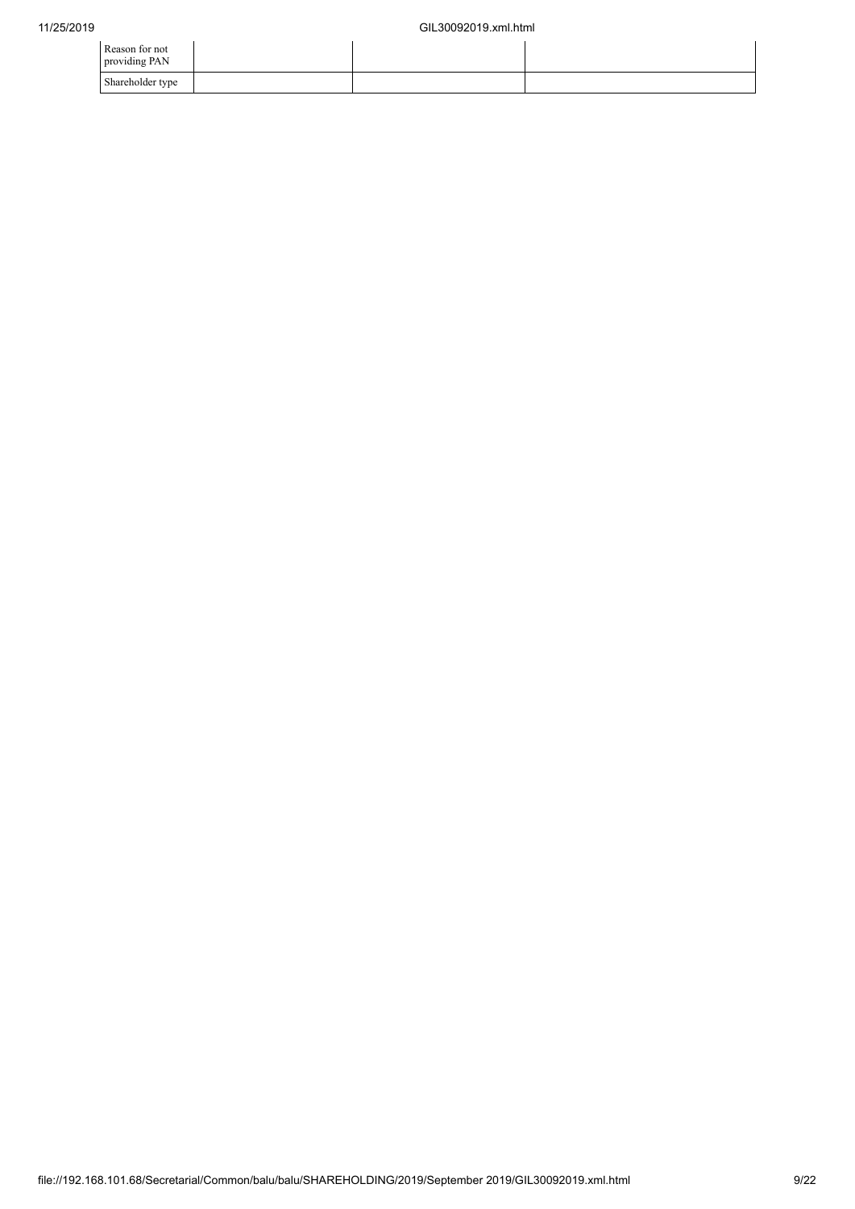| Reason for not providing PAN | | | |
|---|---|---|---|
| Shareholder type | | | |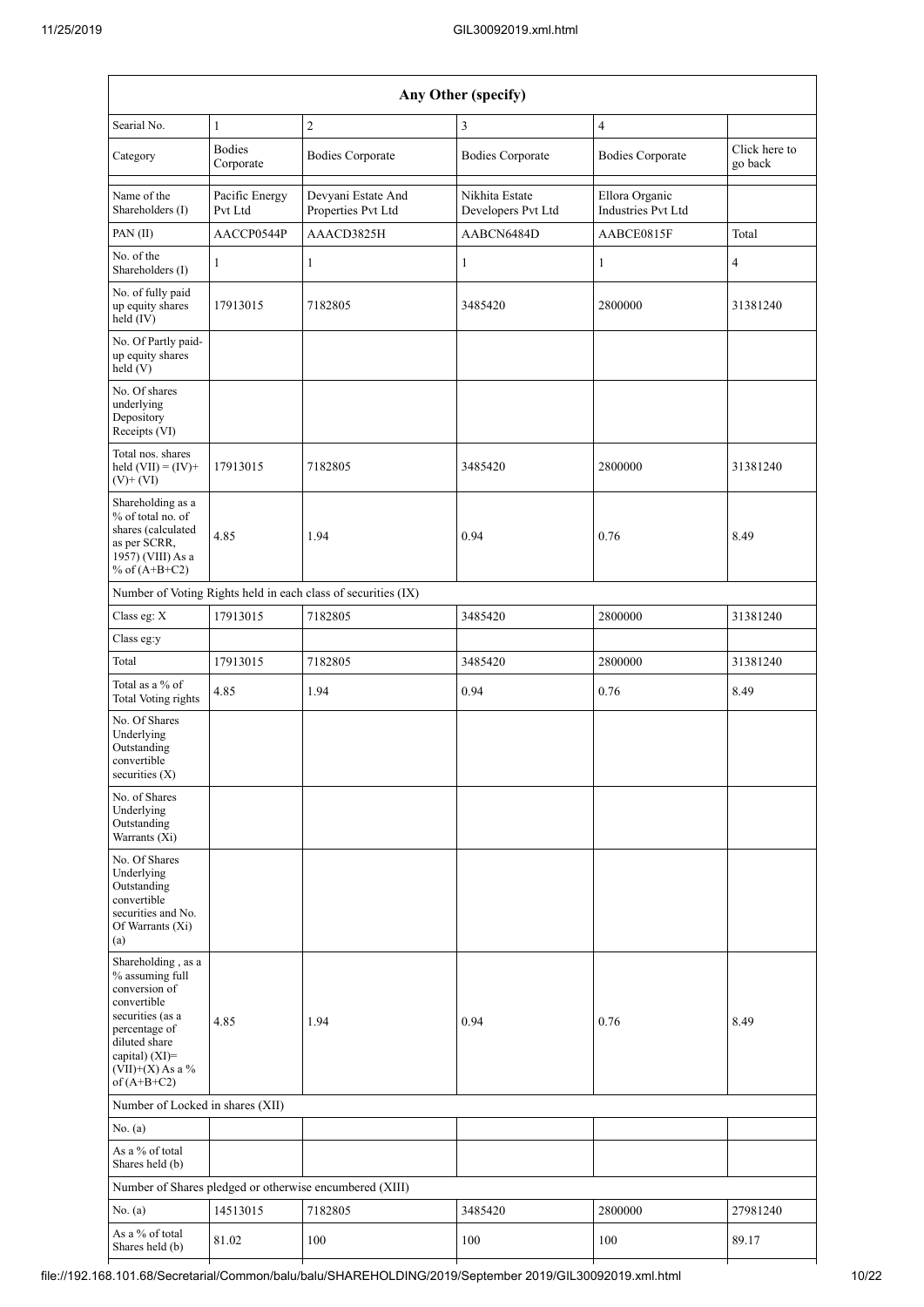| Any Other (specify) | | | | | |
|---|---|---|---|---|---|
| Searial No. | 1 | 2 | 3 | 4 | |
| Category | Bodies Corporate | Bodies Corporate | Bodies Corporate | Bodies Corporate | Click here to go back |
| Name of the Shareholders (I) | Pacific Energy Pvt Ltd | Devyani Estate And Properties Pvt Ltd | Nikhita Estate Developers Pvt Ltd | Ellora Organic Industries Pvt Ltd | |
| PAN (II) | AACCP0544P | AAACD3825H | AABCN6484D | AABCE0815F | Total |
| No. of the Shareholders (I) | 1 | 1 | 1 | 1 | 4 |
| No. of fully paid up equity shares held (IV) | 17913015 | 7182805 | 3485420 | 2800000 | 31381240 |
| No. Of Partly paid-up equity shares held (V) | | | | | |
| No. Of shares underlying Depository Receipts (VI) | | | | | |
| Total nos. shares held (VII) = (IV)+(V)+ (VI) | 17913015 | 7182805 | 3485420 | 2800000 | 31381240 |
| Shareholding as a % of total no. of shares (calculated as per SCRR, 1957) (VIII) As a % of (A+B+C2) | 4.85 | 1.94 | 0.94 | 0.76 | 8.49 |
| Number of Voting Rights held in each class of securities (IX) | | | | | |
| Class eg: X | 17913015 | 7182805 | 3485420 | 2800000 | 31381240 |
| Class eg:y | | | | | |
| Total | 17913015 | 7182805 | 3485420 | 2800000 | 31381240 |
| Total as a % of Total Voting rights | 4.85 | 1.94 | 0.94 | 0.76 | 8.49 |
| No. Of Shares Underlying Outstanding convertible securities (X) | | | | | |
| No. of Shares Underlying Outstanding Warrants (Xi) | | | | | |
| No. Of Shares Underlying Outstanding convertible securities and No. Of Warrants (Xi) (a) | | | | | |
| Shareholding , as a % assuming full conversion of convertible securities (as a percentage of diluted share capital) (XI)= (VII)+(X) As a % of (A+B+C2) | 4.85 | 1.94 | 0.94 | 0.76 | 8.49 |
| Number of Locked in shares (XII) | | | | | |
| No. (a) | | | | | |
| As a % of total Shares held (b) | | | | | |
| Number of Shares pledged or otherwise encumbered (XIII) | | | | | |
| No. (a) | 14513015 | 7182805 | 3485420 | 2800000 | 27981240 |
| As a % of total Shares held (b) | 81.02 | 100 | 100 | 100 | 89.17 |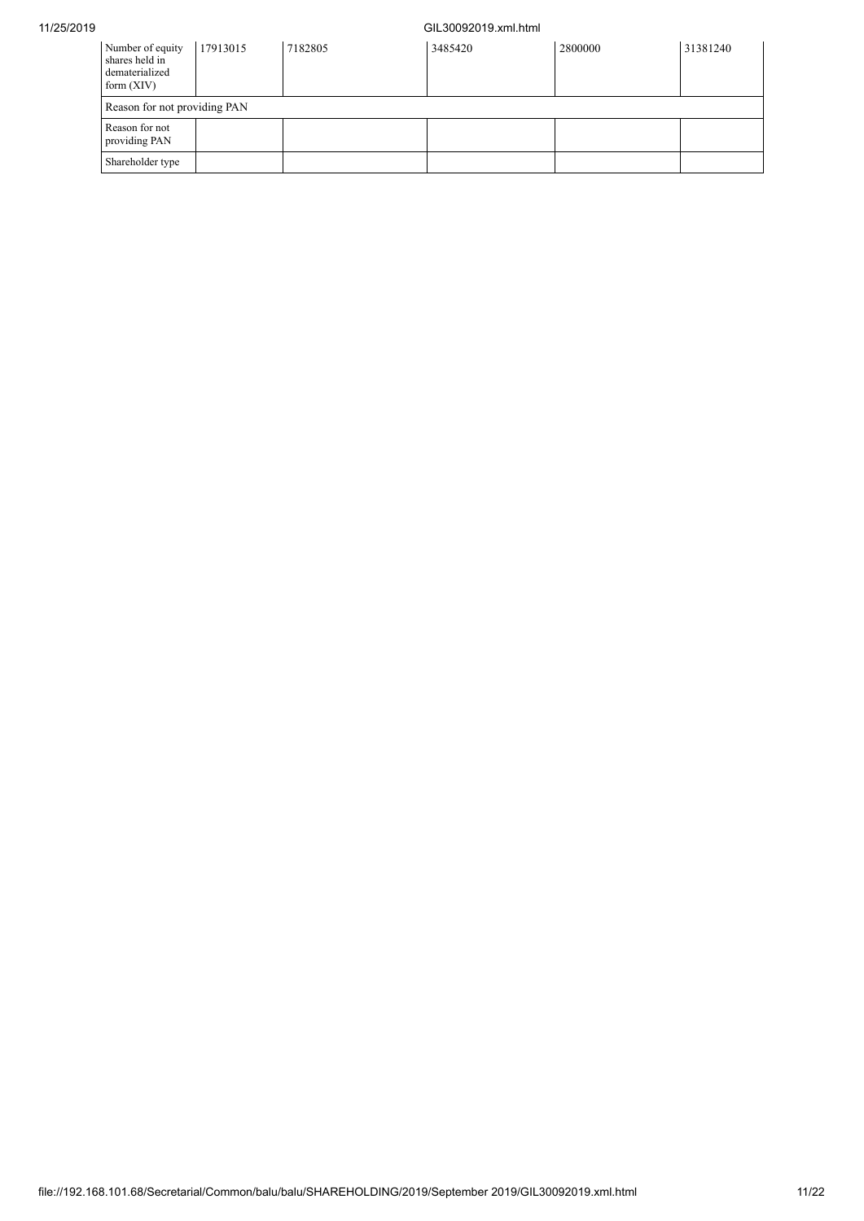| Number of equity shares held in dematerialized form (XIV) | 17913015 | 7182805 | 3485420 | 2800000 | 31381240 |
|---|---|---|---|---|---|
| Reason for not providing PAN | | | | | |
| Reason for not providing PAN | | | | | |
| Shareholder type | | | | | |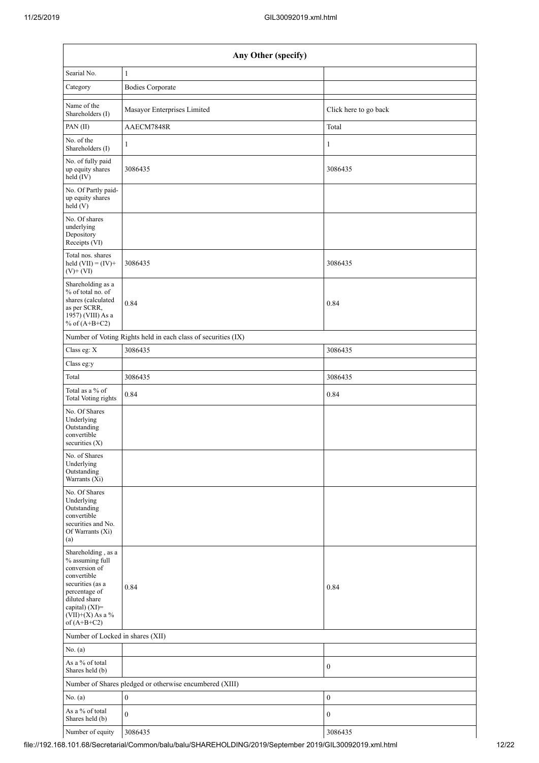| Any Other (specify) | | |
|---|---|---|
| Searial No. | 1 | |
| Category | Bodies Corporate | |
| Name of the Shareholders (I) | Masayor Enterprises Limited | Click here to go back |
| PAN (II) | AAECM7848R | Total |
| No. of the Shareholders (I) | 1 | 1 |
| No. of fully paid up equity shares held (IV) | 3086435 | 3086435 |
| No. Of Partly paid-up equity shares held (V) | | |
| No. Of shares underlying Depository Receipts (VI) | | |
| Total nos. shares held (VII) = (IV)+ (V)+ (VI) | 3086435 | 3086435 |
| Shareholding as a % of total no. of shares (calculated as per SCRR, 1957) (VIII) As a % of (A+B+C2) | 0.84 | 0.84 |
| Number of Voting Rights held in each class of securities (IX) | | |
| Class eg: X | 3086435 | 3086435 |
| Class eg:y | | |
| Total | 3086435 | 3086435 |
| Total as a % of Total Voting rights | 0.84 | 0.84 |
| No. Of Shares Underlying Outstanding convertible securities (X) | | |
| No. of Shares Underlying Outstanding Warrants (Xi) | | |
| No. Of Shares Underlying Outstanding convertible securities and No. Of Warrants (Xi) (a) | | |
| Shareholding , as a % assuming full conversion of convertible securities (as a percentage of diluted share capital) (XI)= (VII)+(X) As a % of (A+B+C2) | 0.84 | 0.84 |
| Number of Locked in shares (XII) | | |
| No. (a) | | |
| As a % of total Shares held (b) | | 0 |
| Number of Shares pledged or otherwise encumbered (XIII) | | |
| No. (a) | 0 | 0 |
| As a % of total Shares held (b) | 0 | 0 |
| Number of equity | 3086435 | 3086435 |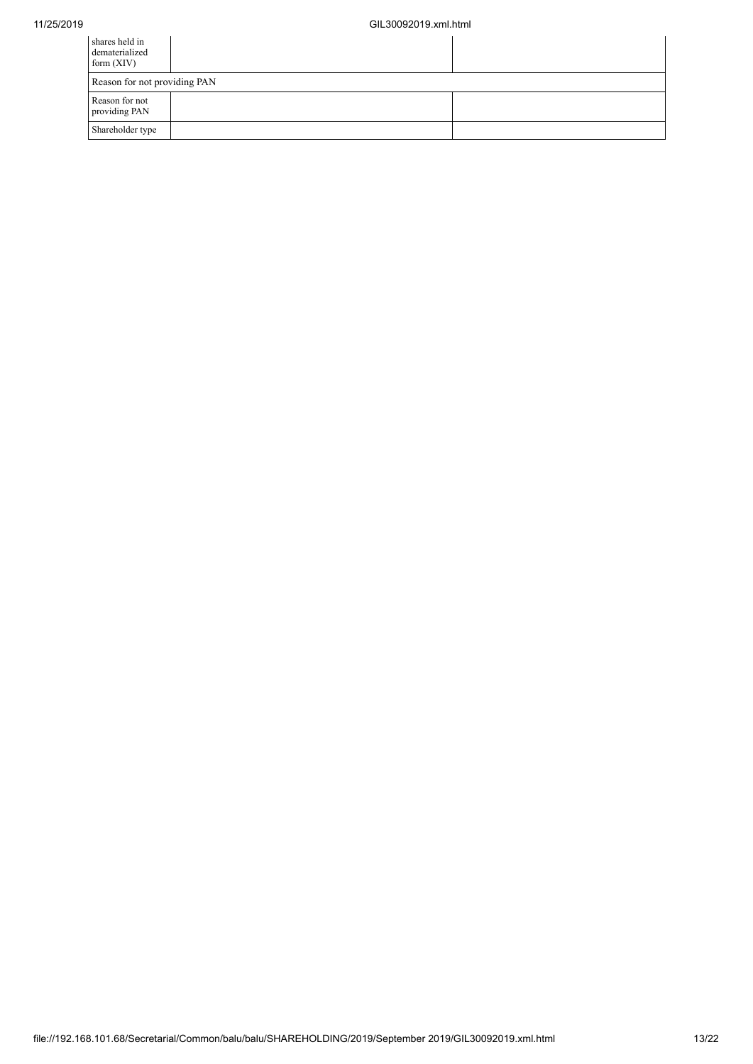| shares held in dematerialized form (XIV) | | |
| --- | --- | --- |
| Reason for not providing PAN | | |
| Reason for not providing PAN | | |
| Shareholder type | | |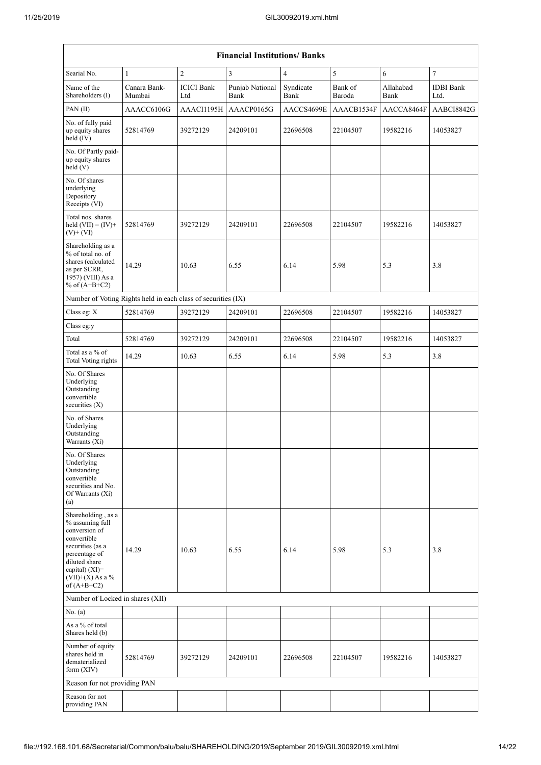| Financial Institutions/ Banks | | | | | | | |
|---|---|---|---|---|---|---|---|
| Searial No. | 1 | 2 | 3 | 4 | 5 | 6 | 7 |
| Name of the Shareholders (I) | Canara Bank- Mumbai | ICICI Bank Ltd | Punjab National Bank | Syndicate Bank | Bank of Baroda | Allahabad Bank | IDBI Bank Ltd. |
| PAN (II) | AAACC6106G | AAACI1195H | AAACP0165G | AACCS4699E | AAACB1534F | AACCA8464F | AABCI8842G |
| No. of fully paid up equity shares held (IV) | 52814769 | 39272129 | 24209101 | 22696508 | 22104507 | 19582216 | 14053827 |
| No. Of Partly paid-up equity shares held (V) | | | | | | | |
| No. Of shares underlying Depository Receipts (VI) | | | | | | | |
| Total nos. shares held (VII) = (IV)+ (V)+ (VI) | 52814769 | 39272129 | 24209101 | 22696508 | 22104507 | 19582216 | 14053827 |
| Shareholding as a % of total no. of shares (calculated as per SCRR, 1957) (VIII) As a % of (A+B+C2) | 14.29 | 10.63 | 6.55 | 6.14 | 5.98 | 5.3 | 3.8 |
| Number of Voting Rights held in each class of securities (IX) | | | | | | | |
| Class eg: X | 52814769 | 39272129 | 24209101 | 22696508 | 22104507 | 19582216 | 14053827 |
| Class eg:y | | | | | | | |
| Total | 52814769 | 39272129 | 24209101 | 22696508 | 22104507 | 19582216 | 14053827 |
| Total as a % of Total Voting rights | 14.29 | 10.63 | 6.55 | 6.14 | 5.98 | 5.3 | 3.8 |
| No. Of Shares Underlying Outstanding convertible securities (X) | | | | | | | |
| No. of Shares Underlying Outstanding Warrants (Xi) | | | | | | | |
| No. Of Shares Underlying Outstanding convertible securities and No. Of Warrants (Xi) (a) | | | | | | | |
| Shareholding , as a % assuming full conversion of convertible securities (as a percentage of diluted share capital) (XI)= (VII)+(X) As a % of (A+B+C2) | 14.29 | 10.63 | 6.55 | 6.14 | 5.98 | 5.3 | 3.8 |
| Number of Locked in shares (XII) | | | | | | | |
| No. (a) | | | | | | | |
| As a % of total Shares held (b) | | | | | | | |
| Number of equity shares held in dematerialized form (XIV) | 52814769 | 39272129 | 24209101 | 22696508 | 22104507 | 19582216 | 14053827 |
| Reason for not providing PAN | | | | | | | |
| Reason for not providing PAN | | | | | | | |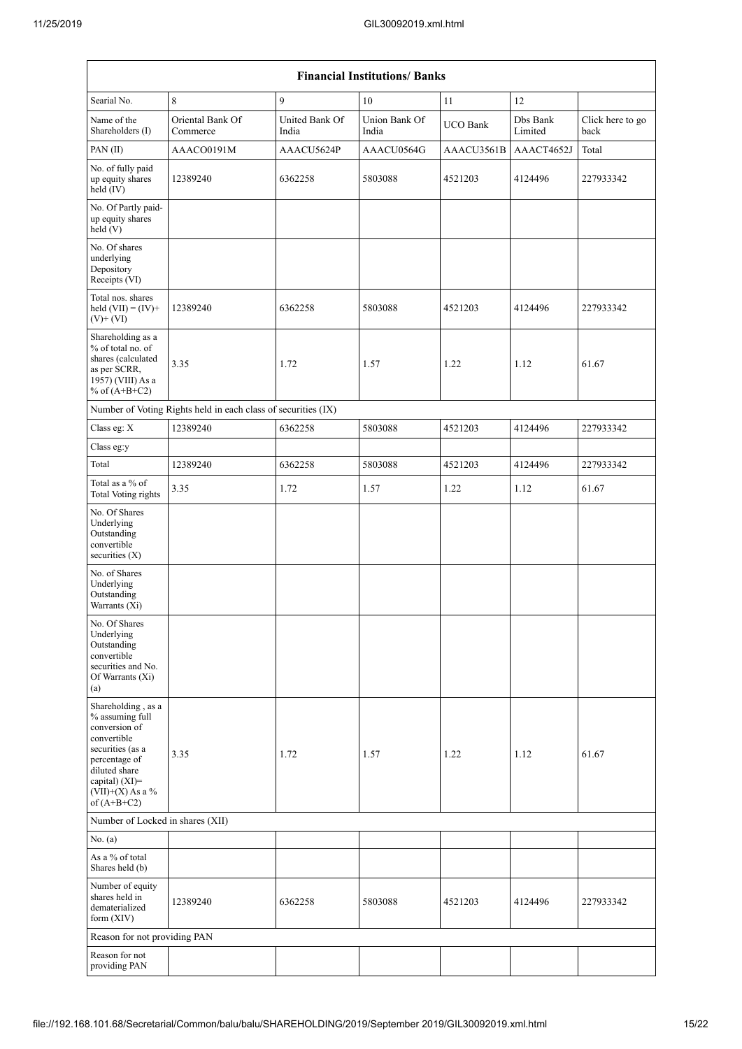| Financial Institutions/ Banks | | | | | | |
|---|---|---|---|---|---|---|
| Searial No. | 8 | 9 | 10 | 11 | 12 | |
| Name of the Shareholders (I) | Oriental Bank Of Commerce | United Bank Of India | Union Bank Of India | UCO Bank | Dbs Bank Limited | Click here to go back |
| PAN (II) | AAACO0191M | AAACU5624P | AAACU0564G | AAACU3561B | AAACT4652J | Total |
| No. of fully paid up equity shares held (IV) | 12389240 | 6362258 | 5803088 | 4521203 | 4124496 | 227933342 |
| No. Of Partly paid-up equity shares held (V) | | | | | | |
| No. Of shares underlying Depository Receipts (VI) | | | | | | |
| Total nos. shares held (VII) = (IV)+ (V)+ (VI) | 12389240 | 6362258 | 5803088 | 4521203 | 4124496 | 227933342 |
| Shareholding as a % of total no. of shares (calculated as per SCRR, 1957) (VIII) As a % of (A+B+C2) | 3.35 | 1.72 | 1.57 | 1.22 | 1.12 | 61.67 |
| Number of Voting Rights held in each class of securities (IX) | | | | | | |
| Class eg: X | 12389240 | 6362258 | 5803088 | 4521203 | 4124496 | 227933342 |
| Class eg:y | | | | | | |
| Total | 12389240 | 6362258 | 5803088 | 4521203 | 4124496 | 227933342 |
| Total as a % of Total Voting rights | 3.35 | 1.72 | 1.57 | 1.22 | 1.12 | 61.67 |
| No. Of Shares Underlying Outstanding convertible securities (X) | | | | | | |
| No. of Shares Underlying Outstanding Warrants (Xi) | | | | | | |
| No. Of Shares Underlying Outstanding convertible securities and No. Of Warrants (Xi) (a) | | | | | | |
| Shareholding , as a % assuming full conversion of convertible securities (as a percentage of diluted share capital) (XI)= (VII)+(X) As a % of (A+B+C2) | 3.35 | 1.72 | 1.57 | 1.22 | 1.12 | 61.67 |
| Number of Locked in shares (XII) | | | | | | |
| No. (a) | | | | | | |
| As a % of total Shares held (b) | | | | | | |
| Number of equity shares held in dematerialized form (XIV) | 12389240 | 6362258 | 5803088 | 4521203 | 4124496 | 227933342 |
| Reason for not providing PAN | | | | | | |
| Reason for not providing PAN | | | | | | |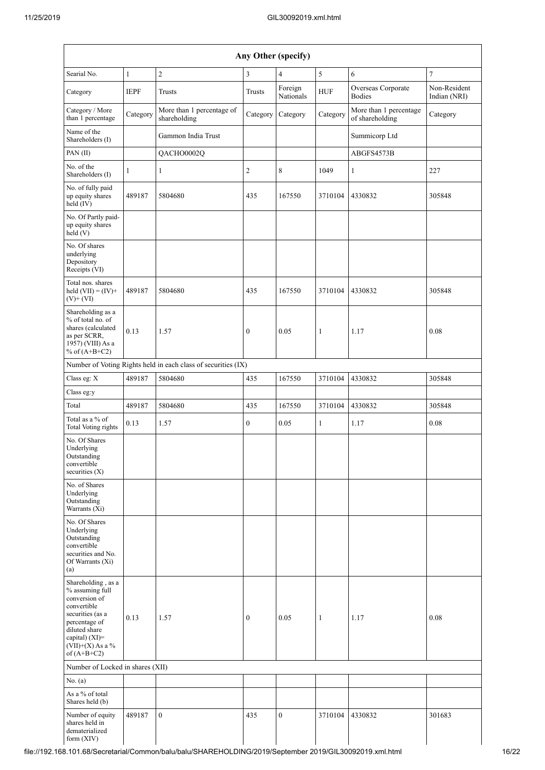| Any Other (specify) | | | | | | | |
|---|---|---|---|---|---|---|---|
| Searial No. | 1 | 2 | 3 | 4 | 5 | 6 | 7 |
| Category | IEPF | Trusts | Trusts | Foreign Nationals | HUF | Overseas Corporate Bodies | Non-Resident Indian (NRI) |
| Category / More than 1 percentage | Category | More than 1 percentage of shareholding | Category | Category | Category | More than 1 percentage of shareholding | Category |
| Name of the Shareholders (I) | | Gammon India Trust | | | | Summicorp Ltd | |
| PAN (II) | | QACHO0002Q | | | | ABGFS4573B | |
| No. of the Shareholders (I) | 1 | 1 | 2 | 8 | 1049 | 1 | 227 |
| No. of fully paid up equity shares held (IV) | 489187 | 5804680 | 435 | 167550 | 3710104 | 4330832 | 305848 |
| No. Of Partly paid-up equity shares held (V) | | | | | | | |
| No. Of shares underlying Depository Receipts (VI) | | | | | | | |
| Total nos. shares held (VII) = (IV)+ (V)+ (VI) | 489187 | 5804680 | 435 | 167550 | 3710104 | 4330832 | 305848 |
| Shareholding as a % of total no. of shares (calculated as per SCRR, 1957) (VIII) As a % of (A+B+C2) | 0.13 | 1.57 | 0 | 0.05 | 1 | 1.17 | 0.08 |
| Number of Voting Rights held in each class of securities (IX) | | | | | | | |
| Class eg: X | 489187 | 5804680 | 435 | 167550 | 3710104 | 4330832 | 305848 |
| Class eg:y | | | | | | | |
| Total | 489187 | 5804680 | 435 | 167550 | 3710104 | 4330832 | 305848 |
| Total as a % of Total Voting rights | 0.13 | 1.57 | 0 | 0.05 | 1 | 1.17 | 0.08 |
| No. Of Shares Underlying Outstanding convertible securities (X) | | | | | | | |
| No. of Shares Underlying Outstanding Warrants (Xi) | | | | | | | |
| No. Of Shares Underlying Outstanding convertible securities and No. Of Warrants (Xi) (a) | | | | | | | |
| Shareholding , as a % assuming full conversion of convertible securities (as a percentage of diluted share capital) (XI)= (VII)+(X) As a % of (A+B+C2) | 0.13 | 1.57 | 0 | 0.05 | 1 | 1.17 | 0.08 |
| Number of Locked in shares (XII) | | | | | | | |
| No. (a) | | | | | | | |
| As a % of total Shares held (b) | | | | | | | |
| Number of equity shares held in dematerialized form (XIV) | 489187 | 0 | 435 | 0 | 3710104 | 4330832 | 301683 |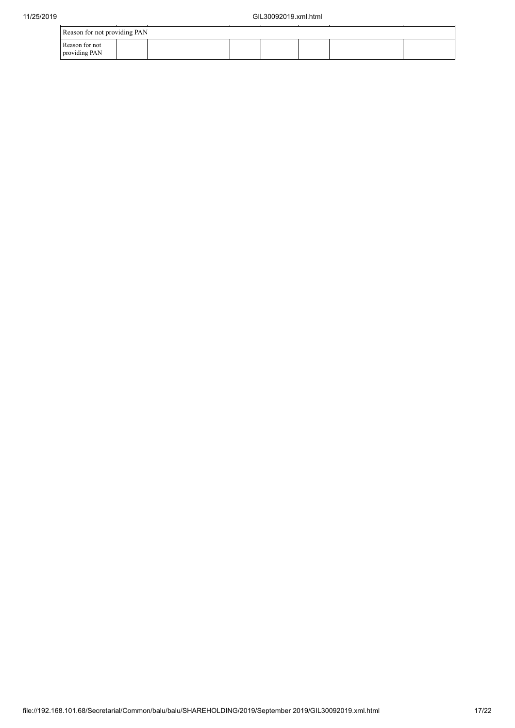| Reason for not providing PAN | | | | | | | |
|---|---|---|---|---|---|---|---|
| Reason for not providing PAN | | | | | | | |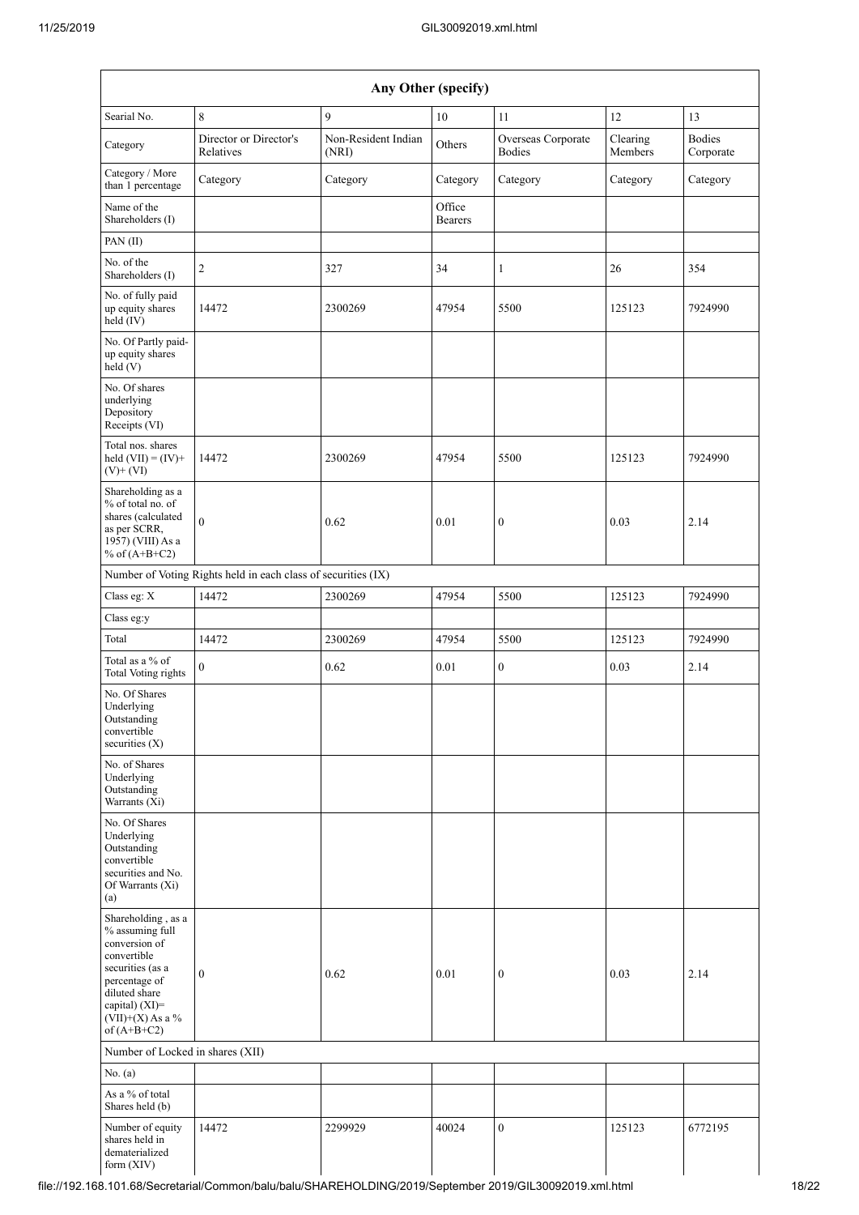| Any Other (specify) | | | | | | |
|---|---|---|---|---|---|---|
| Searial No. | 8 | 9 | 10 | 11 | 12 | 13 |
| Category | Director or Director's Relatives | Non-Resident Indian (NRI) | Others | Overseas Corporate Bodies | Clearing Members | Bodies Corporate |
| Category / More than 1 percentage | Category | Category | Category | Category | Category | Category |
| Name of the Shareholders (I) | | | Office Bearers | | | |
| PAN (II) | | | | | | |
| No. of the Shareholders (I) | 2 | 327 | 34 | 1 | 26 | 354 |
| No. of fully paid up equity shares held (IV) | 14472 | 2300269 | 47954 | 5500 | 125123 | 7924990 |
| No. Of Partly paid-up equity shares held (V) | | | | | | |
| No. Of shares underlying Depository Receipts (VI) | | | | | | |
| Total nos. shares held (VII) = (IV)+(V)+ (VI) | 14472 | 2300269 | 47954 | 5500 | 125123 | 7924990 |
| Shareholding as a % of total no. of shares (calculated as per SCRR, 1957) (VIII) As a % of (A+B+C2) | 0 | 0.62 | 0.01 | 0 | 0.03 | 2.14 |
| Number of Voting Rights held in each class of securities (IX) | | | | | | |
| Class eg: X | 14472 | 2300269 | 47954 | 5500 | 125123 | 7924990 |
| Class eg:y | | | | | | |
| Total | 14472 | 2300269 | 47954 | 5500 | 125123 | 7924990 |
| Total as a % of Total Voting rights | 0 | 0.62 | 0.01 | 0 | 0.03 | 2.14 |
| No. Of Shares Underlying Outstanding convertible securities (X) | | | | | | |
| No. of Shares Underlying Outstanding Warrants (Xi) | | | | | | |
| No. Of Shares Underlying Outstanding convertible securities and No. Of Warrants (Xi) (a) | | | | | | |
| Shareholding , as a % assuming full conversion of convertible securities (as a percentage of diluted share capital) (XI)= (VII)+(X) As a % of (A+B+C2) | 0 | 0.62 | 0.01 | 0 | 0.03 | 2.14 |
| Number of Locked in shares (XII) | | | | | | |
| No. (a) | | | | | | |
| As a % of total Shares held (b) | | | | | | |
| Number of equity shares held in dematerialized form (XIV) | 14472 | 2299929 | 40024 | 0 | 125123 | 6772195 |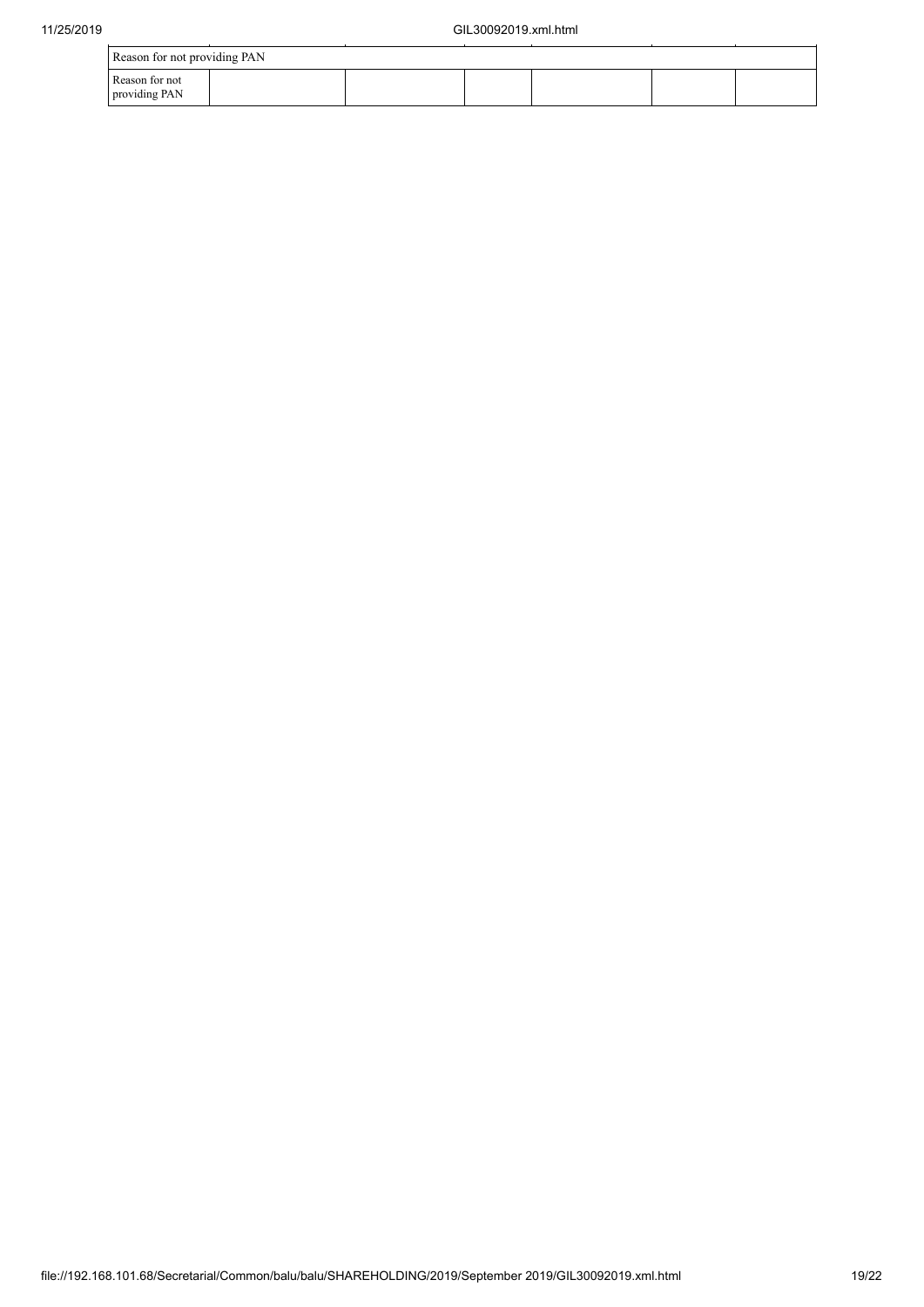| Reason for not providing PAN | | | | | | |
|---|---|---|---|---|---|---|
| Reason for not providing PAN | | | | | | |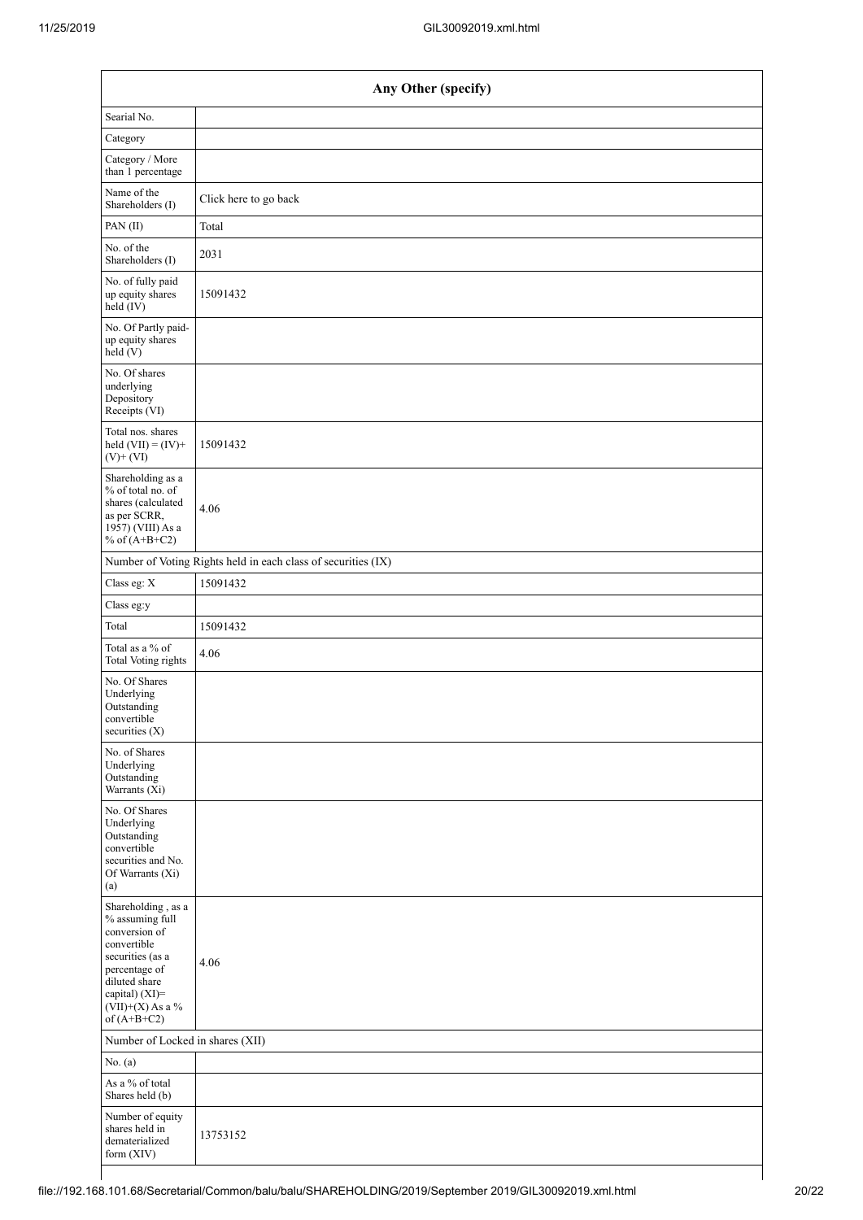| Any Other (specify) | |
|---|---|
| Searial No. | |
| Category | |
| Category / More than 1 percentage | |
| Name of the Shareholders (I) | Click here to go back |
| PAN (II) | Total |
| No. of the Shareholders (I) | 2031 |
| No. of fully paid up equity shares held (IV) | 15091432 |
| No. Of Partly paid-up equity shares held (V) | |
| No. Of shares underlying Depository Receipts (VI) | |
| Total nos. shares held (VII) = (IV)+ (V)+ (VI) | 15091432 |
| Shareholding as a % of total no. of shares (calculated as per SCRR, 1957) (VIII) As a % of (A+B+C2) | 4.06 |
| Number of Voting Rights held in each class of securities (IX) | |
| Class eg: X | 15091432 |
| Class eg:y | |
| Total | 15091432 |
| Total as a % of Total Voting rights | 4.06 |
| No. Of Shares Underlying Outstanding convertible securities (X) | |
| No. of Shares Underlying Outstanding Warrants (Xi) | |
| No. Of Shares Underlying Outstanding convertible securities and No. Of Warrants (Xi) (a) | |
| Shareholding , as a % assuming full conversion of convertible securities (as a percentage of diluted share capital) (XI)= (VII)+(X) As a % of (A+B+C2) | 4.06 |
| Number of Locked in shares (XII) | |
| No. (a) | |
| As a % of total Shares held (b) | |
| Number of equity shares held in dematerialized form (XIV) | 13753152 |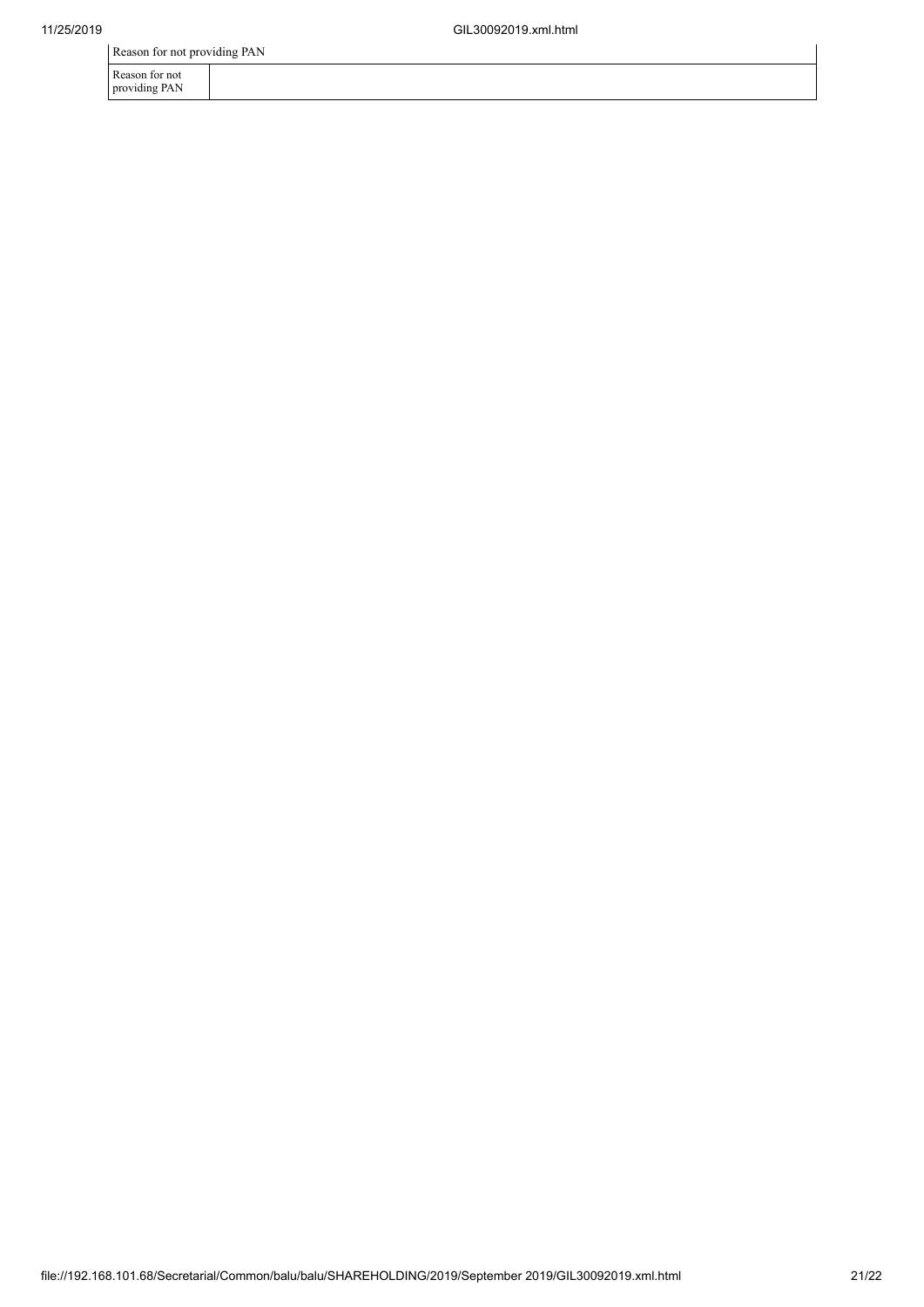| Reason for not providing PAN | |
|---|---|
| Reason for not providing PAN | |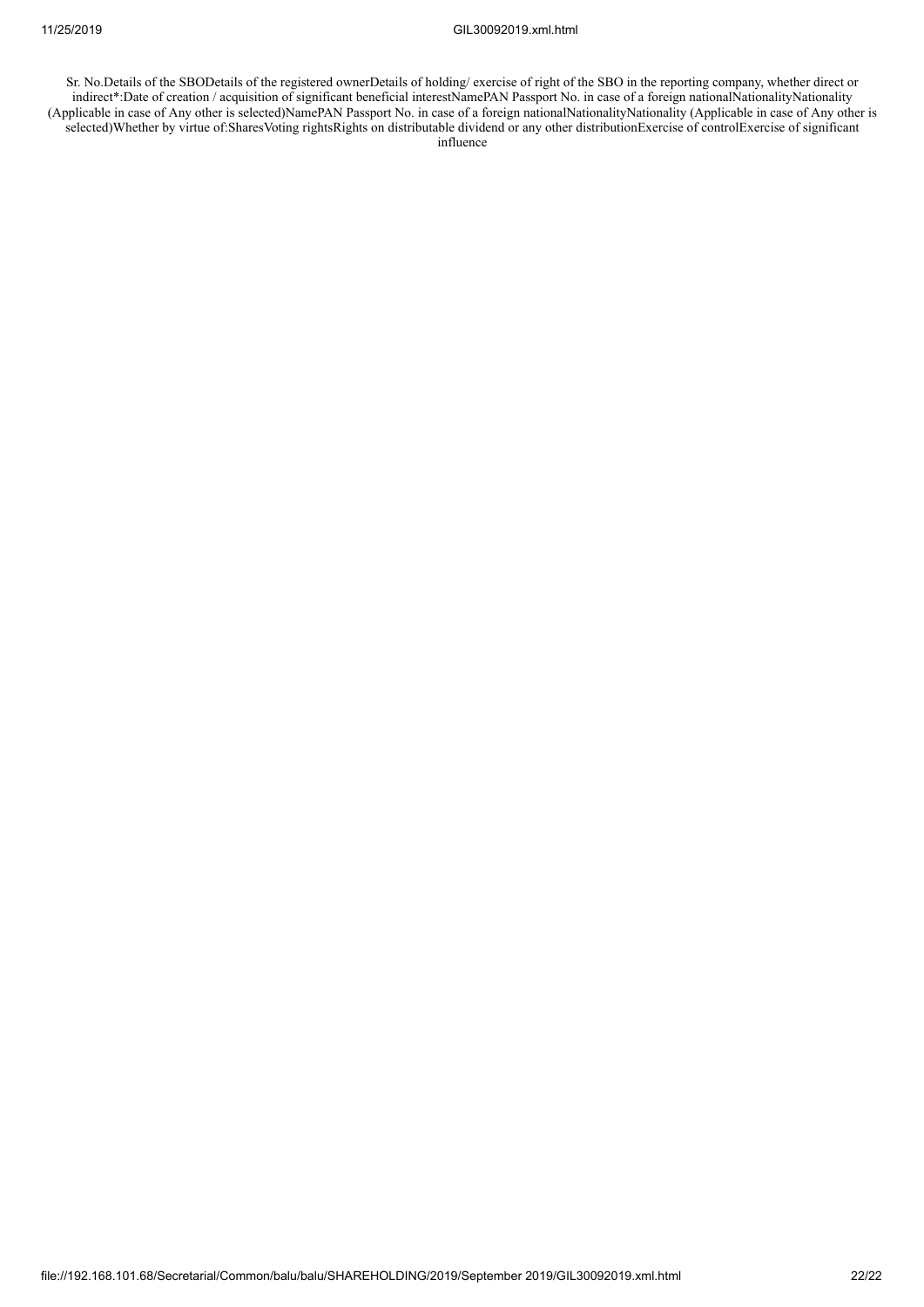Sr. No.Details of the SBODetails of the registered ownerDetails of holding/ exercise of right of the SBO in the reporting company, whether direct or indirect*:Date of creation / acquisition of significant beneficial interestNamePAN Passport No. in case of a foreign nationalNationalityNationality (Applicable in case of Any other is selected)NamePAN Passport No. in case of a foreign nationalNationalityNationality (Applicable in case of Any other is selected)Whether by virtue of:SharesVoting rightsRights on distributable dividend or any other distributionExercise of controlExercise of significant influence